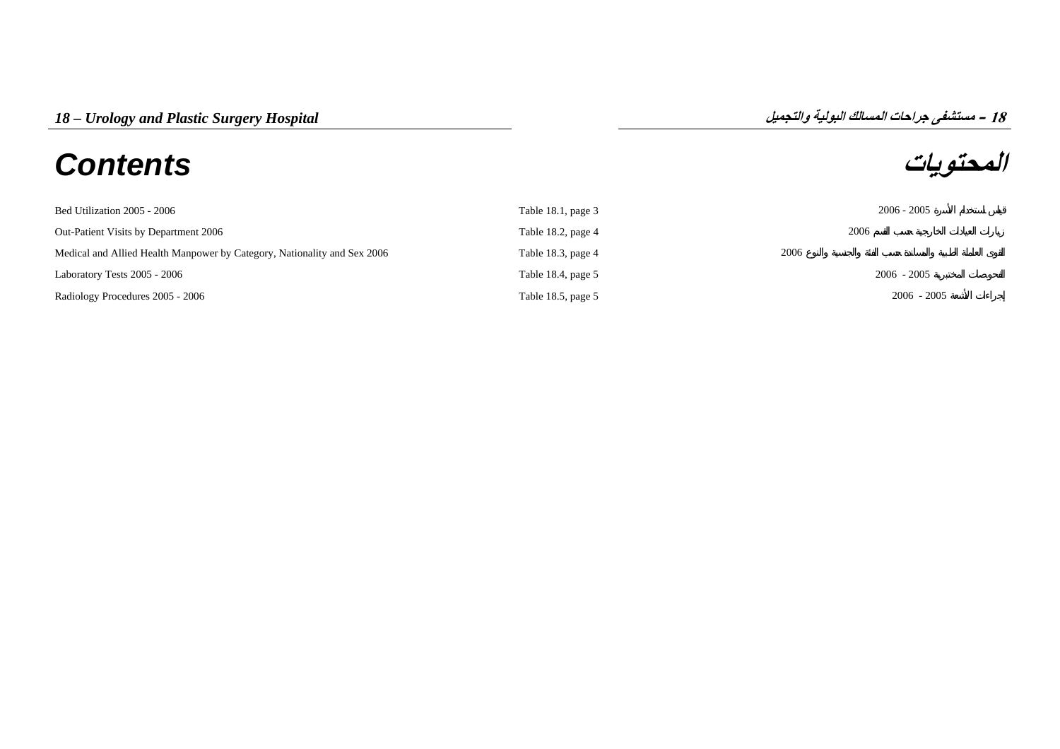# 18 – Urology and Plastic Surgery Hospital

# 18 – مستشفى جراحات المسالك البولية والتجميل

## Contents

## المحتويات

| | | |
|---|---|---|
| Bed Utilization 2005 - 2006 | Table 18.1, page 3 | قياس استخدام الأسرة 2005 - 2006 |
| Out-Patient Visits by Department 2006 | Table 18.2, page 4 | زيارات العيادات الخارجية حسب القسم 2006 |
| Medical and Allied Health Manpower by Category, Nationality and Sex 2006 | Table 18.3, page 4 | القوى العاملة الطبية والمساندة حسب الفئة والجنسية والنوع 2006 |
| Laboratory Tests 2005 - 2006 | Table 18.4, page 5 | الفحوصات المختبرية 2005 - 2006 |
| Radiology Procedures 2005 - 2006 | Table 18.5, page 5 | إجراءات الأشعة 2005 - 2006 |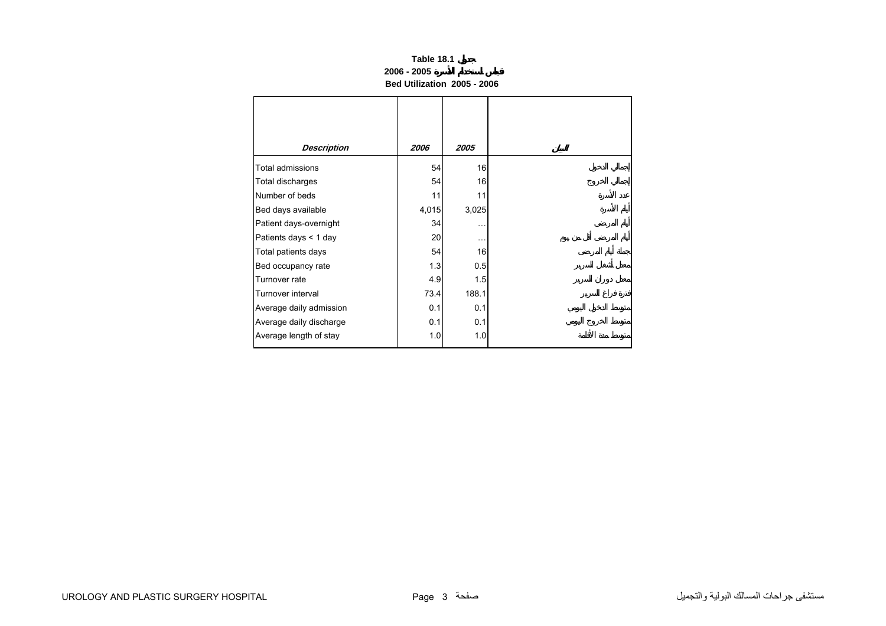**Table 18.1 جدول**

**2006 - 2005 قياس استخدام الأسرة**

**Bed Utilization 2005 - 2006**

| *Description* | *2006* | *2005* | البيان |
|---|---|---|---|
| Total admissions | 54 | 16 | إجمالي الدخول |
| Total discharges | 54 | 16 | إجمالي الخروج |
| Number of beds | 11 | 11 | عدد الأسرة |
| Bed days available | 4,015 | 3,025 | أيام الأسرة |
| Patient days-overnight | 34 | … | أيام المرضى |
| Patients days < 1 day | 20 | … | أيام المرضى أقل من يوم |
| Total patients days | 54 | 16 | جملة أيام المرضى |
| Bed occupancy rate | 1.3 | 0.5 | معدل أشغال السرير |
| Turnover rate | 4.9 | 1.5 | معدل دوران السرير |
| Turnover interval | 73.4 | 188.1 | فترة فراغ السرير |
| Average daily admission | 0.1 | 0.1 | متوسط الدخول اليومي |
| Average daily discharge | 0.1 | 0.1 | متوسط الخروج اليومي |
| Average length of stay | 1.0 | 1.0 | متوسط مدة الاقامة |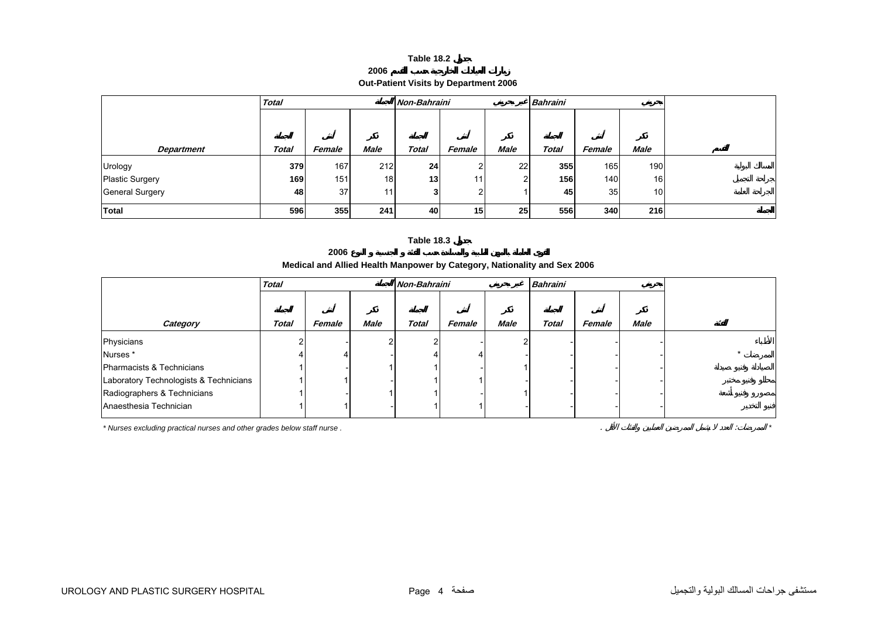**Table 18.2 جدول**

**2006 زيارات العيادات الخارجية حسب القسم**

**Out-Patient Visits by Department 2006**

| | Total الجملة | | | Non-Bahraini غير بحريني | | | Bahraini بحريني | | | |
|---|---|---|---|---|---|---|---|---|---|---|
| **Department** | **Total** الجملة | **Female** أنثى | **Male** ذكر | **Total** الجملة | **Female** أنثى | **Male** ذكر | **Total** الجملة | **Female** أنثى | **Male** ذكر | **القسم** |
| Urology | **379** | 167 | 212 | **24** | 2 | 22 | **355** | 165 | 190 | المسالك البولية |
| Plastic Surgery | **169** | 151 | 18 | **13** | 11 | 2 | **156** | 140 | 16 | جراحة التجميل |
| General Surgery | **48** | 37 | 11 | **3** | 2 | 1 | **45** | 35 | 10 | الجراحة العامة |
| **Total** | **596** | **355** | **241** | **40** | **15** | **25** | **556** | **340** | **216** | **الجملة** |

**Table 18.3 جدول**

**2006 القوى العاملة بالمهن الطبية والمساندة حسب الفئة و الجنسية و النوع**

**Medical and Allied Health Manpower by Category, Nationality and Sex 2006**

| | Total الجملة | | | Non-Bahraini غير بحريني | | | Bahraini بحريني | | | |
|---|---|---|---|---|---|---|---|---|---|---|
| **Category** | **Total** الجملة | **Female** أنثى | **Male** ذكر | **Total** الجملة | **Female** أنثى | **Male** ذكر | **Total** الجملة | **Female** أنثى | **Male** ذكر | **الفئة** |
| Physicians | 2 | - | 2 | 2 | - | 2 | - | - | - | الأطباء |
| Nurses * | 4 | 4 | - | 4 | 4 | - | - | - | - | الممرضات * |
| Pharmacists & Technicians | 1 | - | 1 | 1 | - | 1 | - | - | - | الصيادلة وفنيو صيدلة |
| Laboratory Technologists & Technicians | 1 | 1 | - | 1 | 1 | - | - | - | - | محللو وفنيو مختبر |
| Radiographers & Technicians | 1 | - | 1 | 1 | - | 1 | - | - | - | مصورو وفنيو أشعة |
| Anaesthesia Technician | 1 | 1 | - | 1 | 1 | - | - | - | - | فنيو التخدير |

* Nurses excluding practical nurses and other grades below staff nurse .

* الممرضات: العدد لا يشمل الممرضين العمليين والفئات الأقل .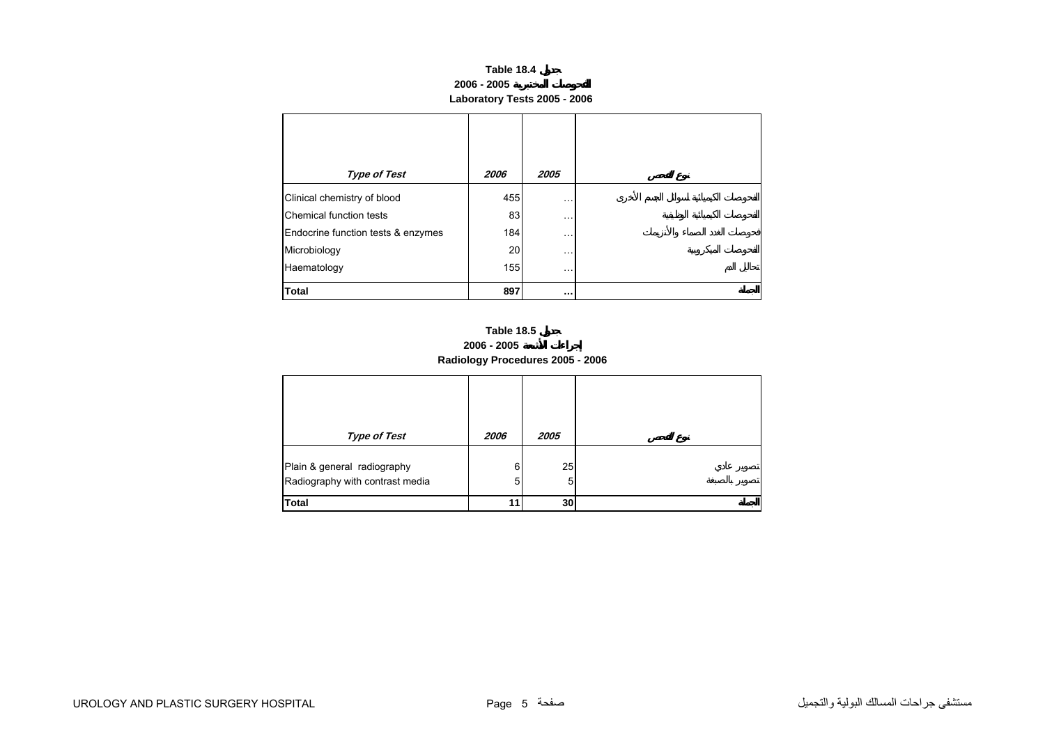**Table 18.4 جدول**

**2006 - 2005 الفحوصات المختبرية**

**Laboratory Tests 2005 - 2006**

| *Type of Test* | *2006* | *2005* | نوع الفحص |
|---|---|---|---|
| Clinical chemistry of blood | 455 | … | الفحوصات الكيميائية لسوائل الجسم الأخرى |
| Chemical function tests | 83 | … | الفحوصات الكيميائية الوظيفية |
| Endocrine function tests & enzymes | 184 | … | فحوصات الغدد الصماء والأنزيمات |
| Microbiology | 20 | … | الفحوصات الميكروبية |
| Haematology | 155 | … | تحاليل الدم |
| **Total** | **897** | **…** | **الجملة** |

**Table 18.5 جدول**

**2006 - 2005 إجراءات الأشعة**

**Radiology Procedures 2005 - 2006**

| *Type of Test* | *2006* | *2005* | نوع الفحص |
|---|---|---|---|
| Plain & general radiography | 6 | 25 | تصوير عادي |
| Radiography with contrast media | 5 | 5 | تصوير بالصبغة |
| **Total** | **11** | **30** | **الجملة** |